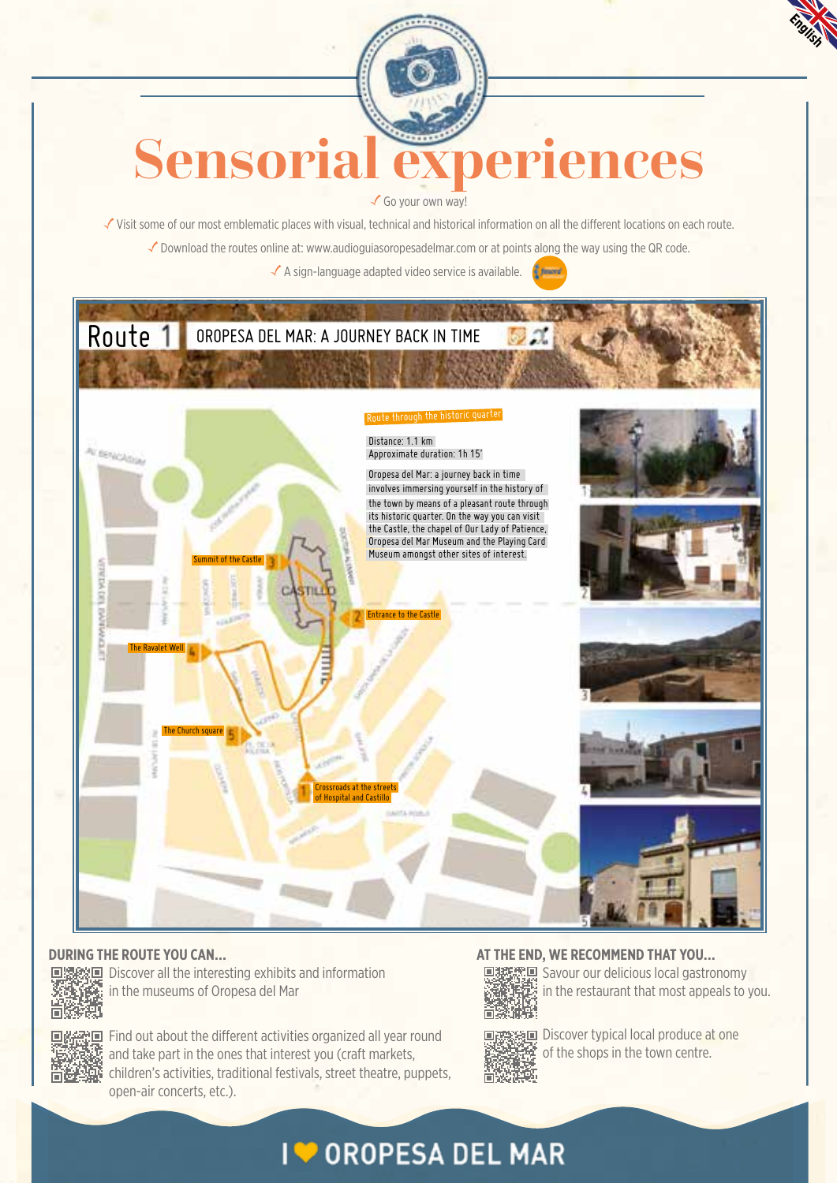# Sensorial experiences

✓ Go your own way!

✓ Visit some of our most emblematic places with visual, technical and historical information on all the different locations on each route.

✓ Download the routes online at: www.audioguiasoropesadelmar.com or at points along the way using the QR code.

✓ A sign-language adapted video service is available.

## Route 1 OROPESA DEL MAR: A JOURNEY BACK IN TIME

**Route through the historic quarter**

Distance: 1.1 km
Approximate duration: 1h 15'

Oropesa del Mar: a journey back in time involves immersing yourself in the history of the town by means of a pleasant route through its historic quarter. On the way you can visit the Castle, the chapel of Our Lady of Patience, Oropesa del Mar Museum and the Playing Card Museum amongst other sites of interest.

1. Crossroads at the streets of Hospital and Castillo
2. Entrance to the Castle
3. Summit of the Castle
4. The Ravalet Well
5. The Church square

### DURING THE ROUTE YOU CAN...

Discover all the interesting exhibits and information in the museums of Oropesa del Mar

Find out about the different activities organized all year round and take part in the ones that interest you (craft markets, children's activities, traditional festivals, street theatre, puppets, open-air concerts, etc.).

### AT THE END, WE RECOMMEND THAT YOU...

Savour our delicious local gastronomy in the restaurant that most appeals to you.

Discover typical local produce at one of the shops in the town centre.

I ❤ OROPESA DEL MAR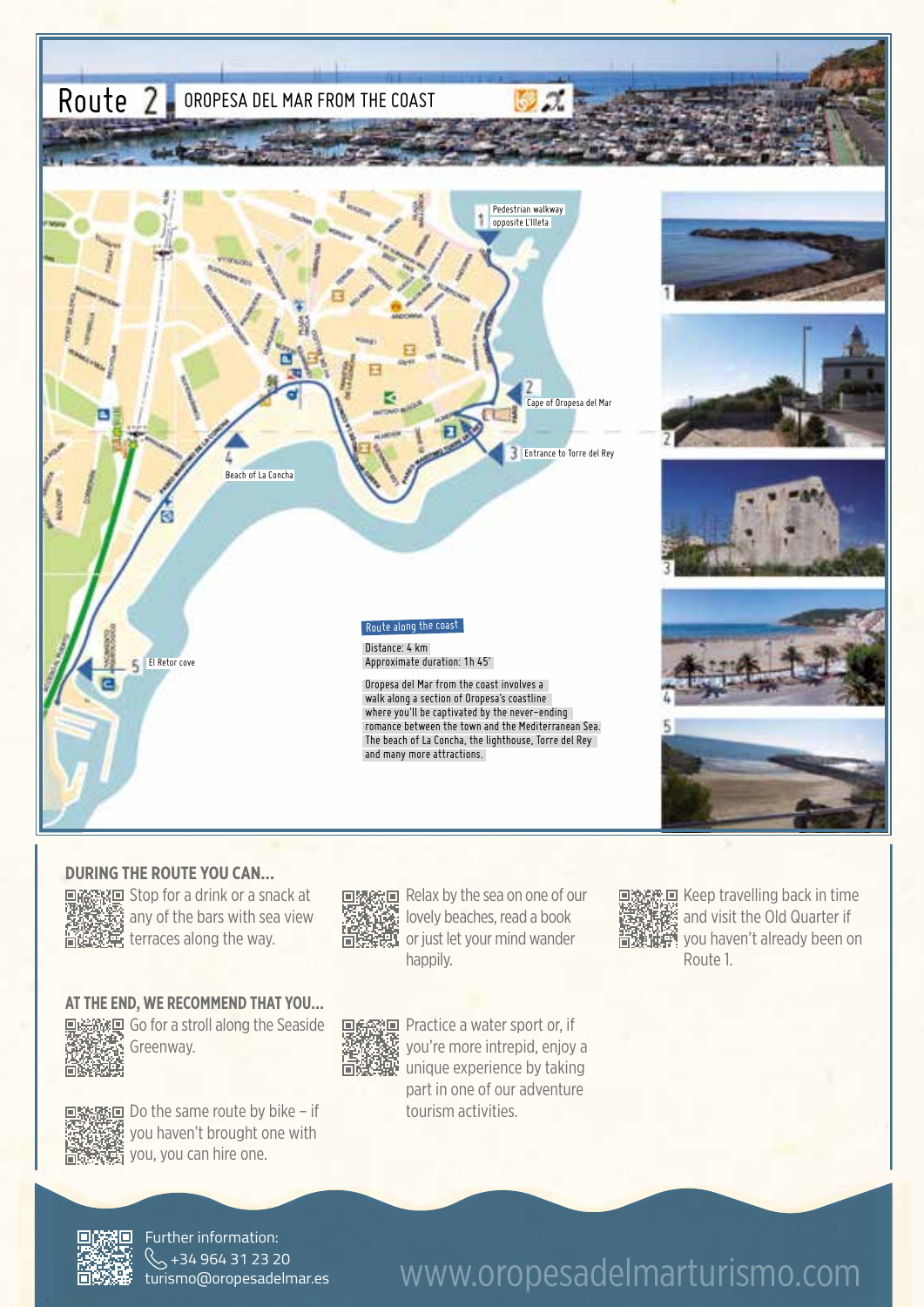# Route 2 OROPESA DEL MAR FROM THE COAST

1 Pedestrian walkway opposite L'Illeta

2 Cape of Oropesa del Mar

3 Entrance to Torre del Rey

4 Beach of La Concha

5 El Retor cove

Route along the coast

Distance: 4 km
Approximate duration: 1h 45'

Oropesa del Mar from the coast involves a walk along a section of Oropesa's coastline where you'll be captivated by the never-ending romance between the town and the Mediterranean Sea. The beach of La Concha, the lighthouse, Torre del Rey and many more attractions.

## DURING THE ROUTE YOU CAN...

- Stop for a drink or a snack at any of the bars with sea view terraces along the way.
- Relax by the sea on one of our lovely beaches, read a book or just let your mind wander happily.
- Keep travelling back in time and visit the Old Quarter if you haven't already been on Route 1.

## AT THE END, WE RECOMMEND THAT YOU...

- Go for a stroll along the Seaside Greenway.
- Do the same route by bike – if you haven't brought one with you, you can hire one.
- Practice a water sport or, if you're more intrepid, enjoy a unique experience by taking part in one of our adventure tourism activities.

Further information:
+34 964 31 23 20
turismo@oropesadelmar.es

www.oropesadelmarturismo.com